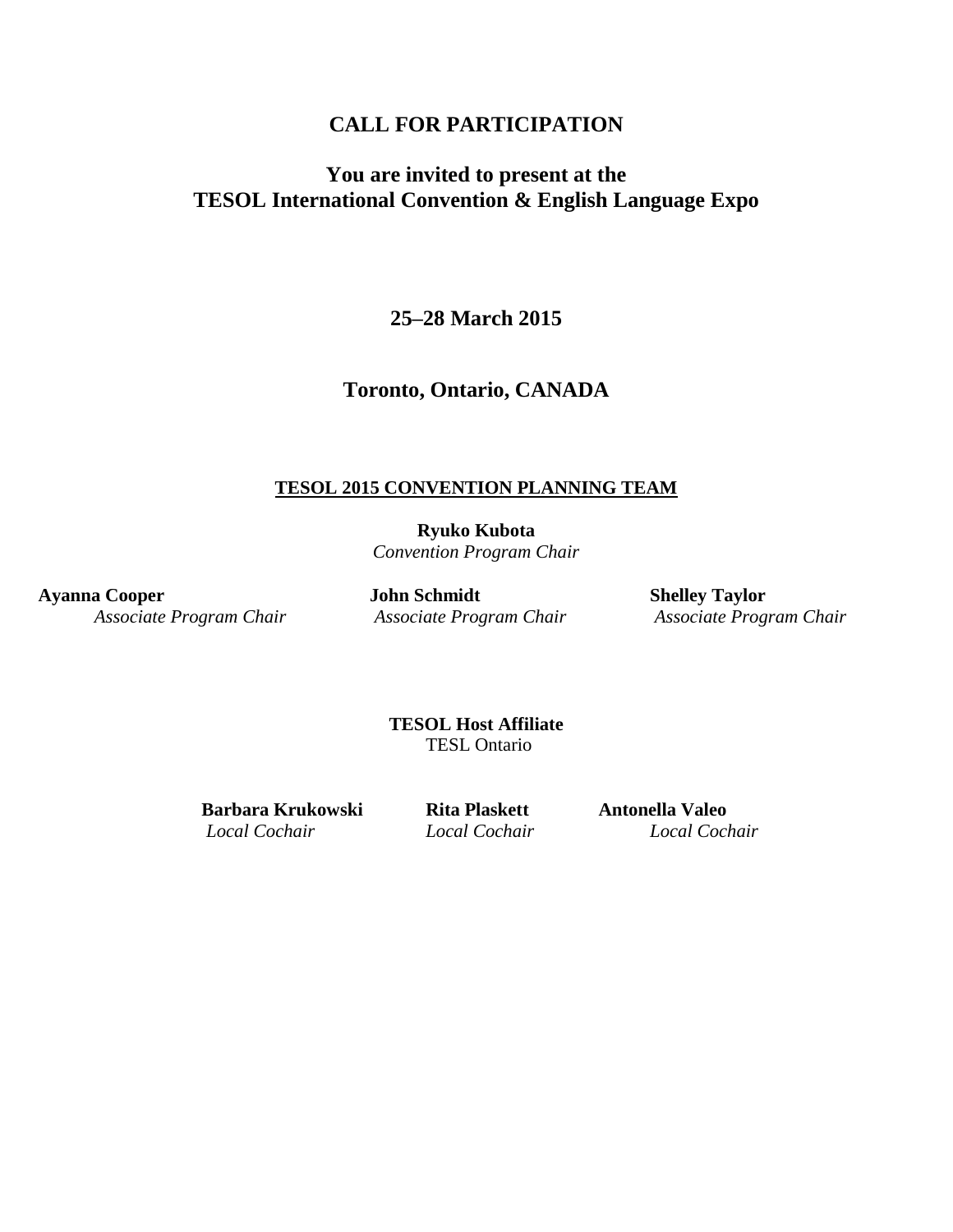# CALL FOR PARTICIPATION

## You are invited to present at the TESOL International Convention & English Language Expo

**25–28 March 2015**

**Toronto, Ontario, CANADA**

**TESOL 2015 CONVENTION PLANNING TEAM**

**Ryuko Kubota**
*Convention Program Chair*

**Ayanna Cooper**
*Associate Program Chair*

**John Schmidt**
*Associate Program Chair*

**Shelley Taylor**
*Associate Program Chair*

**TESOL Host Affiliate**
TESL Ontario

**Barbara Krukowski**
*Local Cochair*

**Rita Plaskett**
*Local Cochair*

**Antonella Valeo**
*Local Cochair*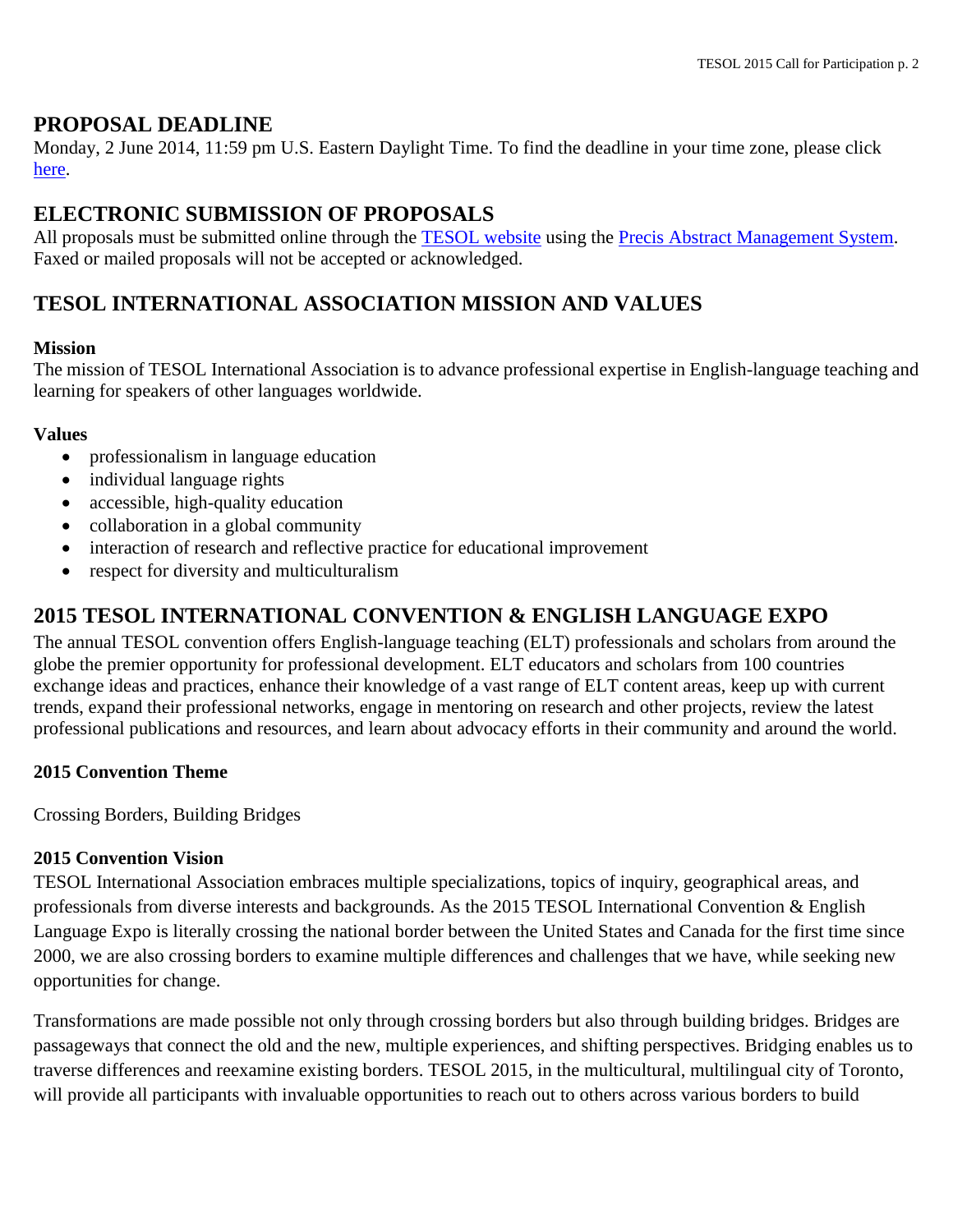## PROPOSAL DEADLINE

Monday, 2 June 2014, 11:59 pm U.S. Eastern Daylight Time. To find the deadline in your time zone, please click here.

## ELECTRONIC SUBMISSION OF PROPOSALS

All proposals must be submitted online through the TESOL website using the Precis Abstract Management System. Faxed or mailed proposals will not be accepted or acknowledged.

## TESOL INTERNATIONAL ASSOCIATION MISSION AND VALUES

**Mission**

The mission of TESOL International Association is to advance professional expertise in English-language teaching and learning for speakers of other languages worldwide.

**Values**

- professionalism in language education
- individual language rights
- accessible, high-quality education
- collaboration in a global community
- interaction of research and reflective practice for educational improvement
- respect for diversity and multiculturalism

## 2015 TESOL INTERNATIONAL CONVENTION & ENGLISH LANGUAGE EXPO

The annual TESOL convention offers English-language teaching (ELT) professionals and scholars from around the globe the premier opportunity for professional development. ELT educators and scholars from 100 countries exchange ideas and practices, enhance their knowledge of a vast range of ELT content areas, keep up with current trends, expand their professional networks, engage in mentoring on research and other projects, review the latest professional publications and resources, and learn about advocacy efforts in their community and around the world.

**2015 Convention Theme**

Crossing Borders, Building Bridges

**2015 Convention Vision**

TESOL International Association embraces multiple specializations, topics of inquiry, geographical areas, and professionals from diverse interests and backgrounds. As the 2015 TESOL International Convention & English Language Expo is literally crossing the national border between the United States and Canada for the first time since 2000, we are also crossing borders to examine multiple differences and challenges that we have, while seeking new opportunities for change.

Transformations are made possible not only through crossing borders but also through building bridges. Bridges are passageways that connect the old and the new, multiple experiences, and shifting perspectives. Bridging enables us to traverse differences and reexamine existing borders. TESOL 2015, in the multicultural, multilingual city of Toronto, will provide all participants with invaluable opportunities to reach out to others across various borders to build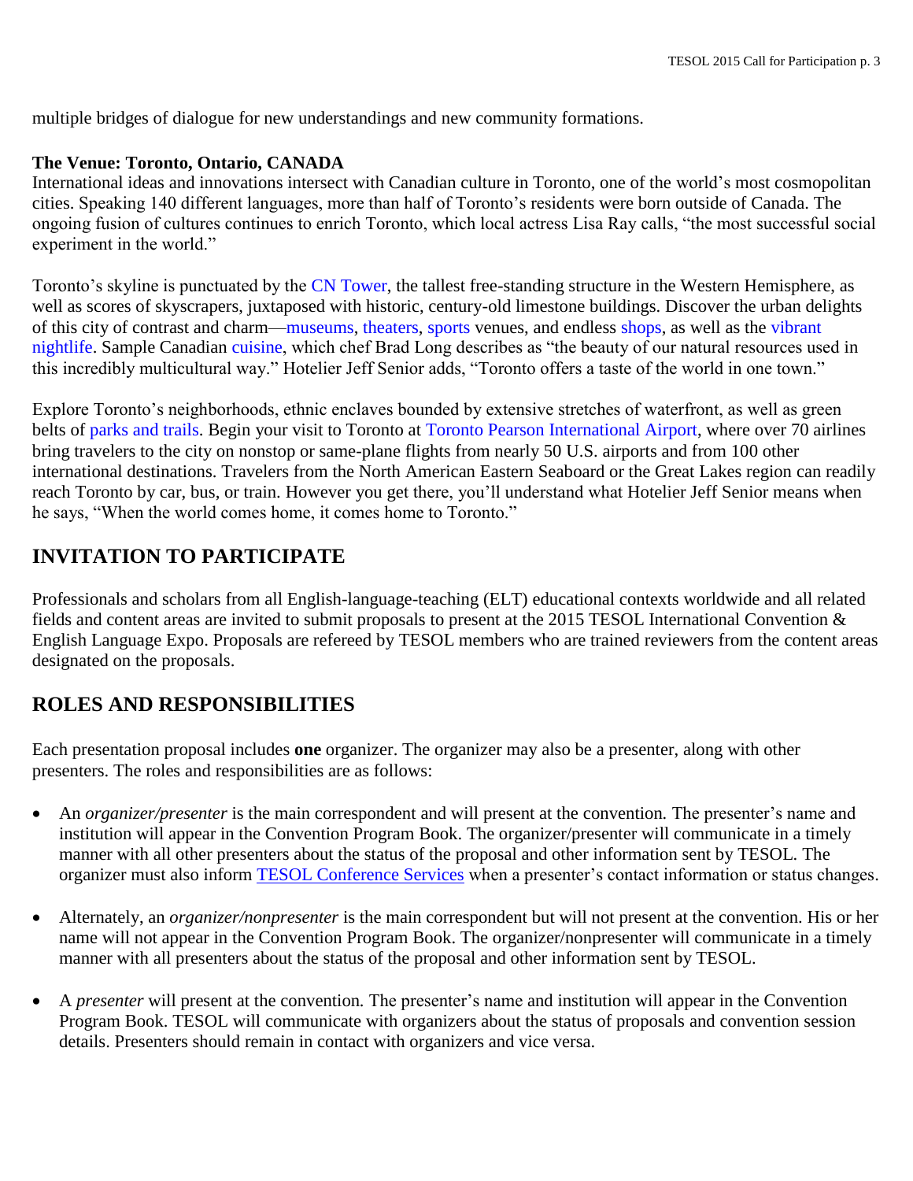multiple bridges of dialogue for new understandings and new community formations.

**The Venue: Toronto, Ontario, CANADA**

International ideas and innovations intersect with Canadian culture in Toronto, one of the world's most cosmopolitan cities. Speaking 140 different languages, more than half of Toronto's residents were born outside of Canada. The ongoing fusion of cultures continues to enrich Toronto, which local actress Lisa Ray calls, "the most successful social experiment in the world."

Toronto's skyline is punctuated by the CN Tower, the tallest free-standing structure in the Western Hemisphere, as well as scores of skyscrapers, juxtaposed with historic, century-old limestone buildings. Discover the urban delights of this city of contrast and charm—museums, theaters, sports venues, and endless shops, as well as the vibrant nightlife. Sample Canadian cuisine, which chef Brad Long describes as "the beauty of our natural resources used in this incredibly multicultural way." Hotelier Jeff Senior adds, "Toronto offers a taste of the world in one town."

Explore Toronto's neighborhoods, ethnic enclaves bounded by extensive stretches of waterfront, as well as green belts of parks and trails. Begin your visit to Toronto at Toronto Pearson International Airport, where over 70 airlines bring travelers to the city on nonstop or same-plane flights from nearly 50 U.S. airports and from 100 other international destinations. Travelers from the North American Eastern Seaboard or the Great Lakes region can readily reach Toronto by car, bus, or train. However you get there, you'll understand what Hotelier Jeff Senior means when he says, "When the world comes home, it comes home to Toronto."

## INVITATION TO PARTICIPATE

Professionals and scholars from all English-language-teaching (ELT) educational contexts worldwide and all related fields and content areas are invited to submit proposals to present at the 2015 TESOL International Convention & English Language Expo. Proposals are refereed by TESOL members who are trained reviewers from the content areas designated on the proposals.

## ROLES AND RESPONSIBILITIES

Each presentation proposal includes **one** organizer. The organizer may also be a presenter, along with other presenters. The roles and responsibilities are as follows:

- An *organizer/presenter* is the main correspondent and will present at the convention. The presenter's name and institution will appear in the Convention Program Book. The organizer/presenter will communicate in a timely manner with all other presenters about the status of the proposal and other information sent by TESOL. The organizer must also inform TESOL Conference Services when a presenter's contact information or status changes.

- Alternately, an *organizer/nonpresenter* is the main correspondent but will not present at the convention. His or her name will not appear in the Convention Program Book. The organizer/nonpresenter will communicate in a timely manner with all presenters about the status of the proposal and other information sent by TESOL.

- A *presenter* will present at the convention. The presenter's name and institution will appear in the Convention Program Book. TESOL will communicate with organizers about the status of proposals and convention session details. Presenters should remain in contact with organizers and vice versa.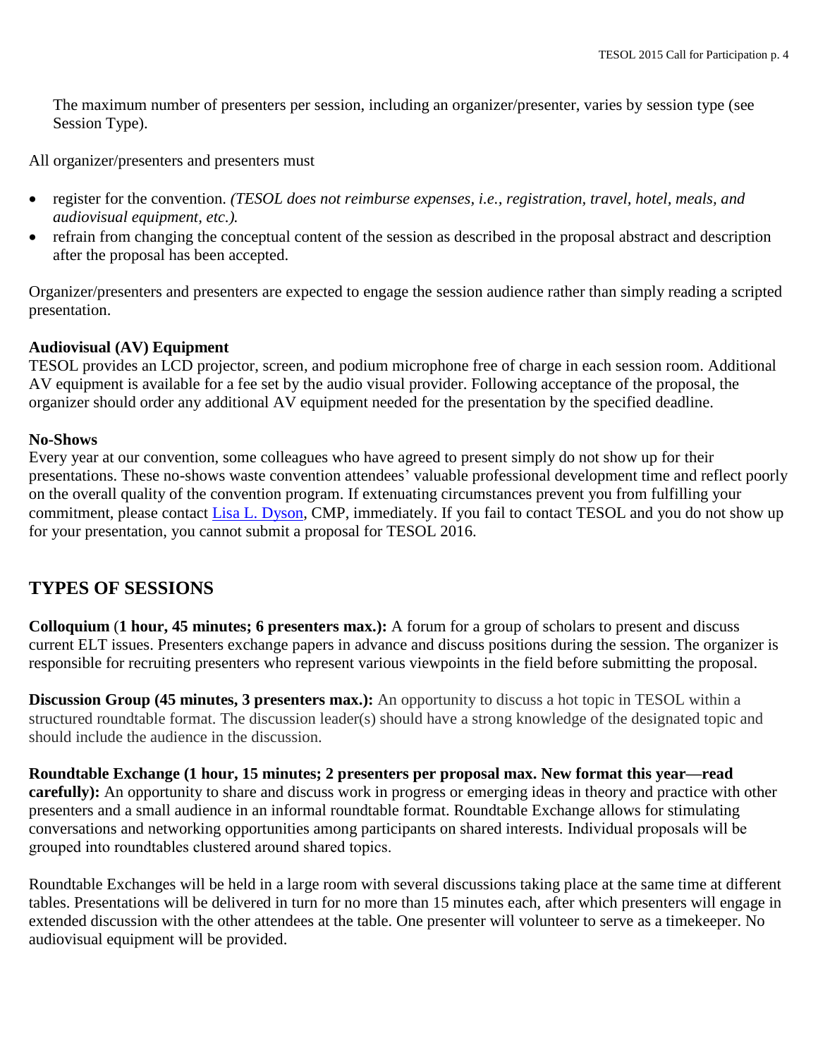The maximum number of presenters per session, including an organizer/presenter, varies by session type (see Session Type).

All organizer/presenters and presenters must

- register for the convention. *(TESOL does not reimburse expenses, i.e., registration, travel, hotel, meals, and audiovisual equipment, etc.).*
- refrain from changing the conceptual content of the session as described in the proposal abstract and description after the proposal has been accepted.

Organizer/presenters and presenters are expected to engage the session audience rather than simply reading a scripted presentation.

**Audiovisual (AV) Equipment**
TESOL provides an LCD projector, screen, and podium microphone free of charge in each session room. Additional AV equipment is available for a fee set by the audio visual provider. Following acceptance of the proposal, the organizer should order any additional AV equipment needed for the presentation by the specified deadline.

**No-Shows**
Every year at our convention, some colleagues who have agreed to present simply do not show up for their presentations. These no-shows waste convention attendees' valuable professional development time and reflect poorly on the overall quality of the convention program. If extenuating circumstances prevent you from fulfilling your commitment, please contact Lisa L. Dyson, CMP, immediately. If you fail to contact TESOL and you do not show up for your presentation, you cannot submit a proposal for TESOL 2016.

## TYPES OF SESSIONS

**Colloquium** (**1 hour, 45 minutes; 6 presenters max.):** A forum for a group of scholars to present and discuss current ELT issues. Presenters exchange papers in advance and discuss positions during the session. The organizer is responsible for recruiting presenters who represent various viewpoints in the field before submitting the proposal.

**Discussion Group (45 minutes, 3 presenters max.):** An opportunity to discuss a hot topic in TESOL within a structured roundtable format. The discussion leader(s) should have a strong knowledge of the designated topic and should include the audience in the discussion.

**Roundtable Exchange (1 hour, 15 minutes; 2 presenters per proposal max. New format this year—read carefully):** An opportunity to share and discuss work in progress or emerging ideas in theory and practice with other presenters and a small audience in an informal roundtable format. Roundtable Exchange allows for stimulating conversations and networking opportunities among participants on shared interests. Individual proposals will be grouped into roundtables clustered around shared topics.

Roundtable Exchanges will be held in a large room with several discussions taking place at the same time at different tables. Presentations will be delivered in turn for no more than 15 minutes each, after which presenters will engage in extended discussion with the other attendees at the table. One presenter will volunteer to serve as a timekeeper. No audiovisual equipment will be provided.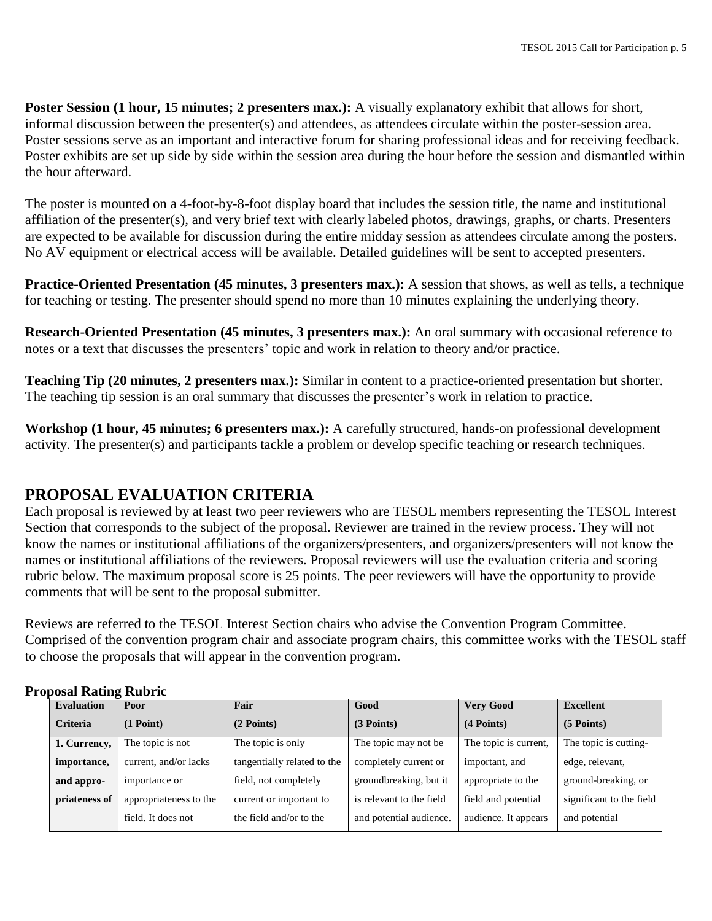**Poster Session (1 hour, 15 minutes; 2 presenters max.):** A visually explanatory exhibit that allows for short, informal discussion between the presenter(s) and attendees, as attendees circulate within the poster-session area. Poster sessions serve as an important and interactive forum for sharing professional ideas and for receiving feedback. Poster exhibits are set up side by side within the session area during the hour before the session and dismantled within the hour afterward.

The poster is mounted on a 4-foot-by-8-foot display board that includes the session title, the name and institutional affiliation of the presenter(s), and very brief text with clearly labeled photos, drawings, graphs, or charts. Presenters are expected to be available for discussion during the entire midday session as attendees circulate among the posters. No AV equipment or electrical access will be available. Detailed guidelines will be sent to accepted presenters.

**Practice-Oriented Presentation (45 minutes, 3 presenters max.):** A session that shows, as well as tells, a technique for teaching or testing. The presenter should spend no more than 10 minutes explaining the underlying theory.

**Research-Oriented Presentation (45 minutes, 3 presenters max.):** An oral summary with occasional reference to notes or a text that discusses the presenters' topic and work in relation to theory and/or practice.

**Teaching Tip (20 minutes, 2 presenters max.):** Similar in content to a practice-oriented presentation but shorter. The teaching tip session is an oral summary that discusses the presenter's work in relation to practice.

**Workshop (1 hour, 45 minutes; 6 presenters max.):** A carefully structured, hands-on professional development activity. The presenter(s) and participants tackle a problem or develop specific teaching or research techniques.

## PROPOSAL EVALUATION CRITERIA

Each proposal is reviewed by at least two peer reviewers who are TESOL members representing the TESOL Interest Section that corresponds to the subject of the proposal. Reviewer are trained in the review process. They will not know the names or institutional affiliations of the organizers/presenters, and organizers/presenters will not know the names or institutional affiliations of the reviewers. Proposal reviewers will use the evaluation criteria and scoring rubric below. The maximum proposal score is 25 points. The peer reviewers will have the opportunity to provide comments that will be sent to the proposal submitter.

Reviews are referred to the TESOL Interest Section chairs who advise the Convention Program Committee. Comprised of the convention program chair and associate program chairs, this committee works with the TESOL staff to choose the proposals that will appear in the convention program.

### Proposal Rating Rubric

| Evaluation Criteria | Poor (1 Point) | Fair (2 Points) | Good (3 Points) | Very Good (4 Points) | Excellent (5 Points) |
|---|---|---|---|---|---|
| **1. Currency, importance, and appro-priateness of** | The topic is not current, and/or lacks importance or appropriateness to the field. It does not | The topic is only tangentially related to the field, not completely current or important to the field and/or to the | The topic may not be completely current or groundbreaking, but it is relevant to the field and potential audience. | The topic is current, important, and appropriate to the field and potential audience. It appears | The topic is cutting-edge, relevant, ground-breaking, or significant to the field and potential |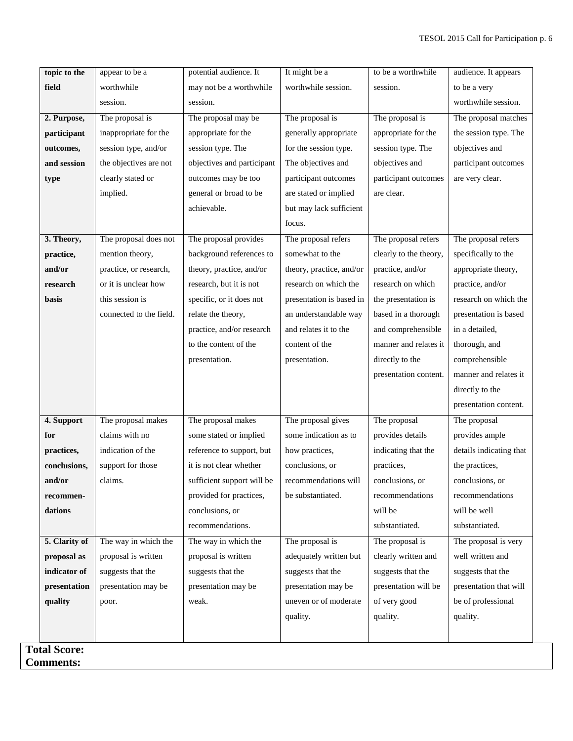| | | | | | |
|---|---|---|---|---|---|
| **topic to the field** | appear to be a worthwhile session. | potential audience. It may not be a worthwhile session. | It might be a worthwhile session. | to be a worthwhile session. | audience. It appears to be a very worthwhile session. |
| **2. Purpose, participant outcomes, and session type** | The proposal is inappropriate for the session type, and/or the objectives are not clearly stated or implied. | The proposal may be appropriate for the session type. The objectives and participant outcomes may be too general or broad to be achievable. | The proposal is generally appropriate for the session type. The objectives and participant outcomes are stated or implied but may lack sufficient focus. | The proposal is appropriate for the session type. The objectives and participant outcomes are clear. | The proposal matches the session type. The objectives and participant outcomes are very clear. |
| **3. Theory, practice, and/or research basis** | The proposal does not mention theory, practice, or research, or it is unclear how this session is connected to the field. | The proposal provides background references to theory, practice, and/or research, but it is not specific, or it does not relate the theory, practice, and/or research to the content of the presentation. | The proposal refers somewhat to the theory, practice, and/or research on which the presentation is based in an understandable way and relates it to the content of the presentation. | The proposal refers clearly to the theory, practice, and/or research on which the presentation is based in a thorough and comprehensible manner and relates it directly to the presentation content. | The proposal refers specifically to the appropriate theory, practice, and/or research on which the presentation is based in a detailed, thorough, and comprehensible manner and relates it directly to the presentation content. |
| **4. Support for practices, conclusions, and/or recommen-dations** | The proposal makes claims with no indication of the support for those claims. | The proposal makes some stated or implied reference to support, but it is not clear whether sufficient support will be provided for practices, conclusions, or recommendations. | The proposal gives some indication as to how practices, conclusions, or recommendations will be substantiated. | The proposal provides details indicating that the practices, conclusions, or recommendations will be substantiated. | The proposal provides ample details indicating that the practices, conclusions, or recommendations will be well substantiated. |
| **5. Clarity of proposal as indicator of presentation quality** | The way in which the proposal is written suggests that the presentation may be poor. | The way in which the proposal is written suggests that the presentation may be weak. | The proposal is adequately written but suggests that the presentation may be uneven or of moderate quality. | The proposal is clearly written and suggests that the presentation will be of very good quality. | The proposal is very well written and suggests that the presentation that will be of professional quality. |

**Total Score:**
**Comments:**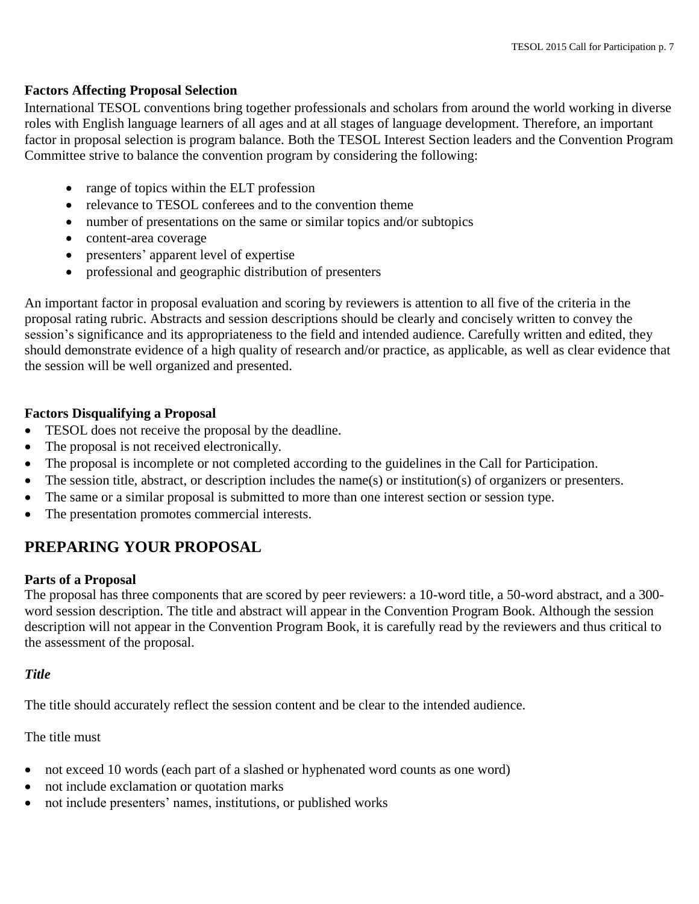### Factors Affecting Proposal Selection

International TESOL conventions bring together professionals and scholars from around the world working in diverse roles with English language learners of all ages and at all stages of language development. Therefore, an important factor in proposal selection is program balance. Both the TESOL Interest Section leaders and the Convention Program Committee strive to balance the convention program by considering the following:

- range of topics within the ELT profession
- relevance to TESOL conferees and to the convention theme
- number of presentations on the same or similar topics and/or subtopics
- content-area coverage
- presenters' apparent level of expertise
- professional and geographic distribution of presenters

An important factor in proposal evaluation and scoring by reviewers is attention to all five of the criteria in the proposal rating rubric. Abstracts and session descriptions should be clearly and concisely written to convey the session's significance and its appropriateness to the field and intended audience. Carefully written and edited, they should demonstrate evidence of a high quality of research and/or practice, as applicable, as well as clear evidence that the session will be well organized and presented.

### Factors Disqualifying a Proposal

- TESOL does not receive the proposal by the deadline.
- The proposal is not received electronically.
- The proposal is incomplete or not completed according to the guidelines in the Call for Participation.
- The session title, abstract, or description includes the name(s) or institution(s) of organizers or presenters.
- The same or a similar proposal is submitted to more than one interest section or session type.
- The presentation promotes commercial interests.

## PREPARING YOUR PROPOSAL

### Parts of a Proposal

The proposal has three components that are scored by peer reviewers: a 10-word title, a 50-word abstract, and a 300-word session description. The title and abstract will appear in the Convention Program Book. Although the session description will not appear in the Convention Program Book, it is carefully read by the reviewers and thus critical to the assessment of the proposal.

#### *Title*

The title should accurately reflect the session content and be clear to the intended audience.

The title must

- not exceed 10 words (each part of a slashed or hyphenated word counts as one word)
- not include exclamation or quotation marks
- not include presenters' names, institutions, or published works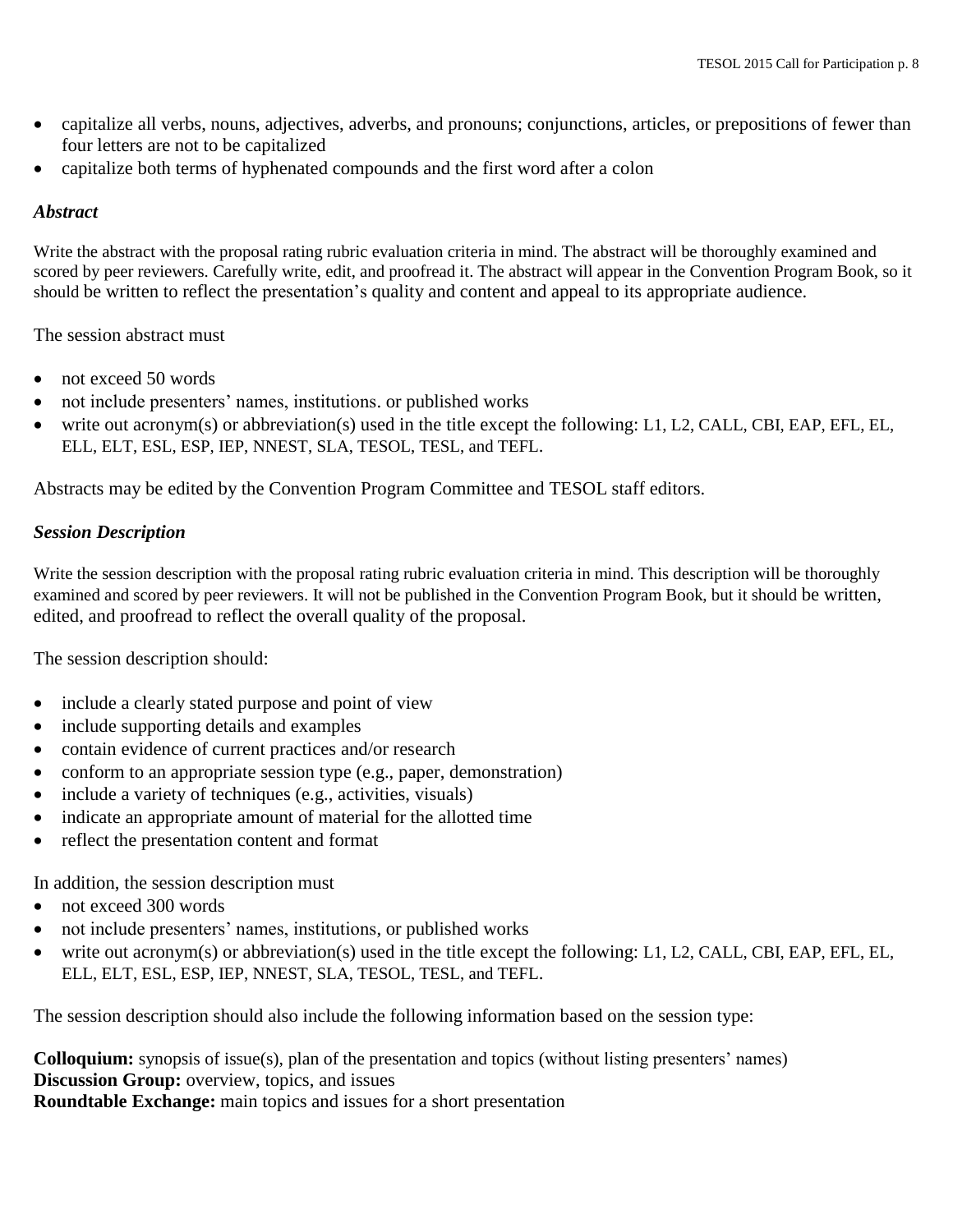- capitalize all verbs, nouns, adjectives, adverbs, and pronouns; conjunctions, articles, or prepositions of fewer than four letters are not to be capitalized
- capitalize both terms of hyphenated compounds and the first word after a colon

### *Abstract*

Write the abstract with the proposal rating rubric evaluation criteria in mind. The abstract will be thoroughly examined and scored by peer reviewers. Carefully write, edit, and proofread it. The abstract will appear in the Convention Program Book, so it should be written to reflect the presentation's quality and content and appeal to its appropriate audience.

The session abstract must

- not exceed 50 words
- not include presenters' names, institutions. or published works
- write out acronym(s) or abbreviation(s) used in the title except the following: L1, L2, CALL, CBI, EAP, EFL, EL, ELL, ELT, ESL, ESP, IEP, NNEST, SLA, TESOL, TESL, and TEFL.

Abstracts may be edited by the Convention Program Committee and TESOL staff editors.

### *Session Description*

Write the session description with the proposal rating rubric evaluation criteria in mind. This description will be thoroughly examined and scored by peer reviewers. It will not be published in the Convention Program Book, but it should be written, edited, and proofread to reflect the overall quality of the proposal.

The session description should:

- include a clearly stated purpose and point of view
- include supporting details and examples
- contain evidence of current practices and/or research
- conform to an appropriate session type (e.g., paper, demonstration)
- include a variety of techniques (e.g., activities, visuals)
- indicate an appropriate amount of material for the allotted time
- reflect the presentation content and format

In addition, the session description must

- not exceed 300 words
- not include presenters' names, institutions, or published works
- write out acronym(s) or abbreviation(s) used in the title except the following: L1, L2, CALL, CBI, EAP, EFL, EL, ELL, ELT, ESL, ESP, IEP, NNEST, SLA, TESOL, TESL, and TEFL.

The session description should also include the following information based on the session type:

**Colloquium:** synopsis of issue(s), plan of the presentation and topics (without listing presenters' names)
**Discussion Group:** overview, topics, and issues
**Roundtable Exchange:** main topics and issues for a short presentation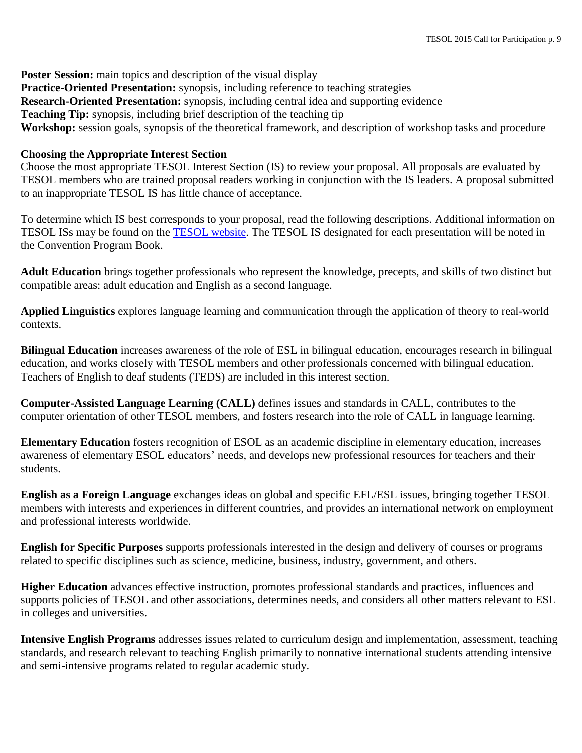**Poster Session:** main topics and description of the visual display
**Practice-Oriented Presentation:** synopsis, including reference to teaching strategies
**Research-Oriented Presentation:** synopsis, including central idea and supporting evidence
**Teaching Tip:** synopsis, including brief description of the teaching tip
**Workshop:** session goals, synopsis of the theoretical framework, and description of workshop tasks and procedure

### Choosing the Appropriate Interest Section

Choose the most appropriate TESOL Interest Section (IS) to review your proposal. All proposals are evaluated by TESOL members who are trained proposal readers working in conjunction with the IS leaders. A proposal submitted to an inappropriate TESOL IS has little chance of acceptance.

To determine which IS best corresponds to your proposal, read the following descriptions. Additional information on TESOL ISs may be found on the TESOL website. The TESOL IS designated for each presentation will be noted in the Convention Program Book.

**Adult Education** brings together professionals who represent the knowledge, precepts, and skills of two distinct but compatible areas: adult education and English as a second language.

**Applied Linguistics** explores language learning and communication through the application of theory to real-world contexts.

**Bilingual Education** increases awareness of the role of ESL in bilingual education, encourages research in bilingual education, and works closely with TESOL members and other professionals concerned with bilingual education. Teachers of English to deaf students (TEDS) are included in this interest section.

**Computer-Assisted Language Learning (CALL)** defines issues and standards in CALL, contributes to the computer orientation of other TESOL members, and fosters research into the role of CALL in language learning.

**Elementary Education** fosters recognition of ESOL as an academic discipline in elementary education, increases awareness of elementary ESOL educators' needs, and develops new professional resources for teachers and their students.

**English as a Foreign Language** exchanges ideas on global and specific EFL/ESL issues, bringing together TESOL members with interests and experiences in different countries, and provides an international network on employment and professional interests worldwide.

**English for Specific Purposes** supports professionals interested in the design and delivery of courses or programs related to specific disciplines such as science, medicine, business, industry, government, and others.

**Higher Education** advances effective instruction, promotes professional standards and practices, influences and supports policies of TESOL and other associations, determines needs, and considers all other matters relevant to ESL in colleges and universities.

**Intensive English Programs** addresses issues related to curriculum design and implementation, assessment, teaching standards, and research relevant to teaching English primarily to nonnative international students attending intensive and semi-intensive programs related to regular academic study.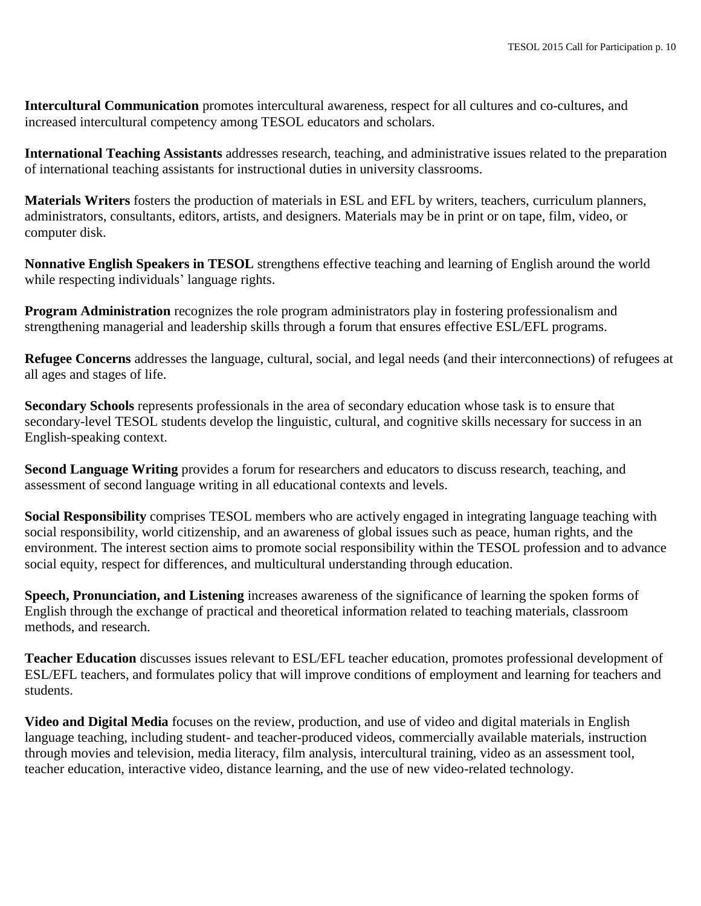**Intercultural Communication** promotes intercultural awareness, respect for all cultures and co-cultures, and increased intercultural competency among TESOL educators and scholars.

**International Teaching Assistants** addresses research, teaching, and administrative issues related to the preparation of international teaching assistants for instructional duties in university classrooms.

**Materials Writers** fosters the production of materials in ESL and EFL by writers, teachers, curriculum planners, administrators, consultants, editors, artists, and designers. Materials may be in print or on tape, film, video, or computer disk.

**Nonnative English Speakers in TESOL** strengthens effective teaching and learning of English around the world while respecting individuals' language rights.

**Program Administration** recognizes the role program administrators play in fostering professionalism and strengthening managerial and leadership skills through a forum that ensures effective ESL/EFL programs.

**Refugee Concerns** addresses the language, cultural, social, and legal needs (and their interconnections) of refugees at all ages and stages of life.

**Secondary Schools** represents professionals in the area of secondary education whose task is to ensure that secondary-level TESOL students develop the linguistic, cultural, and cognitive skills necessary for success in an English-speaking context.

**Second Language Writing** provides a forum for researchers and educators to discuss research, teaching, and assessment of second language writing in all educational contexts and levels.

**Social Responsibility** comprises TESOL members who are actively engaged in integrating language teaching with social responsibility, world citizenship, and an awareness of global issues such as peace, human rights, and the environment. The interest section aims to promote social responsibility within the TESOL profession and to advance social equity, respect for differences, and multicultural understanding through education.

**Speech, Pronunciation, and Listening** increases awareness of the significance of learning the spoken forms of English through the exchange of practical and theoretical information related to teaching materials, classroom methods, and research.

**Teacher Education** discusses issues relevant to ESL/EFL teacher education, promotes professional development of ESL/EFL teachers, and formulates policy that will improve conditions of employment and learning for teachers and students.

**Video and Digital Media** focuses on the review, production, and use of video and digital materials in English language teaching, including student- and teacher-produced videos, commercially available materials, instruction through movies and television, media literacy, film analysis, intercultural training, video as an assessment tool, teacher education, interactive video, distance learning, and the use of new video-related technology.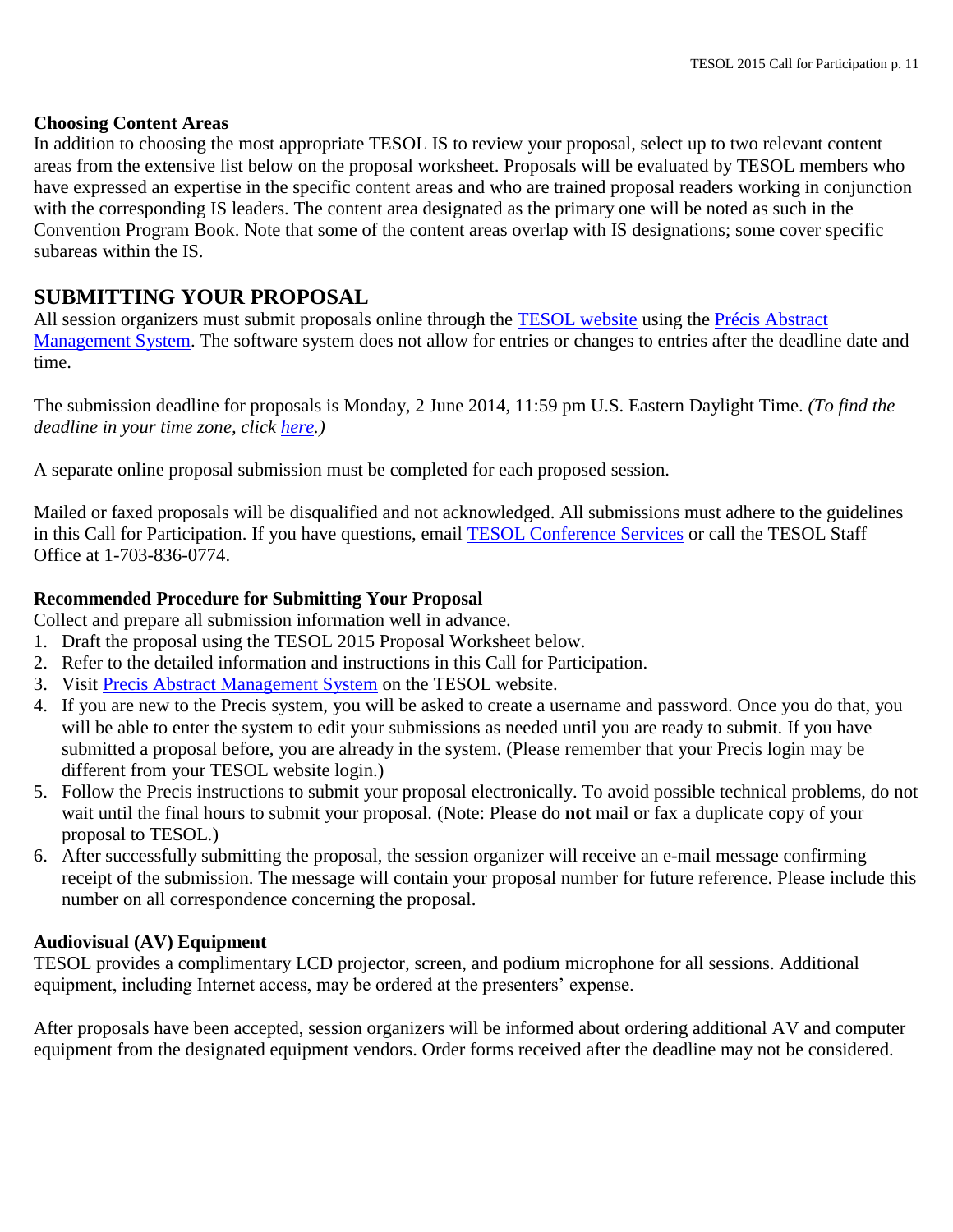### Choosing Content Areas

In addition to choosing the most appropriate TESOL IS to review your proposal, select up to two relevant content areas from the extensive list below on the proposal worksheet. Proposals will be evaluated by TESOL members who have expressed an expertise in the specific content areas and who are trained proposal readers working in conjunction with the corresponding IS leaders. The content area designated as the primary one will be noted as such in the Convention Program Book. Note that some of the content areas overlap with IS designations; some cover specific subareas within the IS.

## SUBMITTING YOUR PROPOSAL

All session organizers must submit proposals online through the TESOL website using the Précis Abstract Management System. The software system does not allow for entries or changes to entries after the deadline date and time.

The submission deadline for proposals is Monday, 2 June 2014, 11:59 pm U.S. Eastern Daylight Time. *(To find the deadline in your time zone, click here.)*

A separate online proposal submission must be completed for each proposed session.

Mailed or faxed proposals will be disqualified and not acknowledged. All submissions must adhere to the guidelines in this Call for Participation. If you have questions, email TESOL Conference Services or call the TESOL Staff Office at 1-703-836-0774.

### Recommended Procedure for Submitting Your Proposal

Collect and prepare all submission information well in advance.

1. Draft the proposal using the TESOL 2015 Proposal Worksheet below.
2. Refer to the detailed information and instructions in this Call for Participation.
3. Visit Precis Abstract Management System on the TESOL website.
4. If you are new to the Precis system, you will be asked to create a username and password. Once you do that, you will be able to enter the system to edit your submissions as needed until you are ready to submit. If you have submitted a proposal before, you are already in the system. (Please remember that your Precis login may be different from your TESOL website login.)
5. Follow the Precis instructions to submit your proposal electronically. To avoid possible technical problems, do not wait until the final hours to submit your proposal. (Note: Please do **not** mail or fax a duplicate copy of your proposal to TESOL.)
6. After successfully submitting the proposal, the session organizer will receive an e-mail message confirming receipt of the submission. The message will contain your proposal number for future reference. Please include this number on all correspondence concerning the proposal.

### Audiovisual (AV) Equipment

TESOL provides a complimentary LCD projector, screen, and podium microphone for all sessions. Additional equipment, including Internet access, may be ordered at the presenters' expense.

After proposals have been accepted, session organizers will be informed about ordering additional AV and computer equipment from the designated equipment vendors. Order forms received after the deadline may not be considered.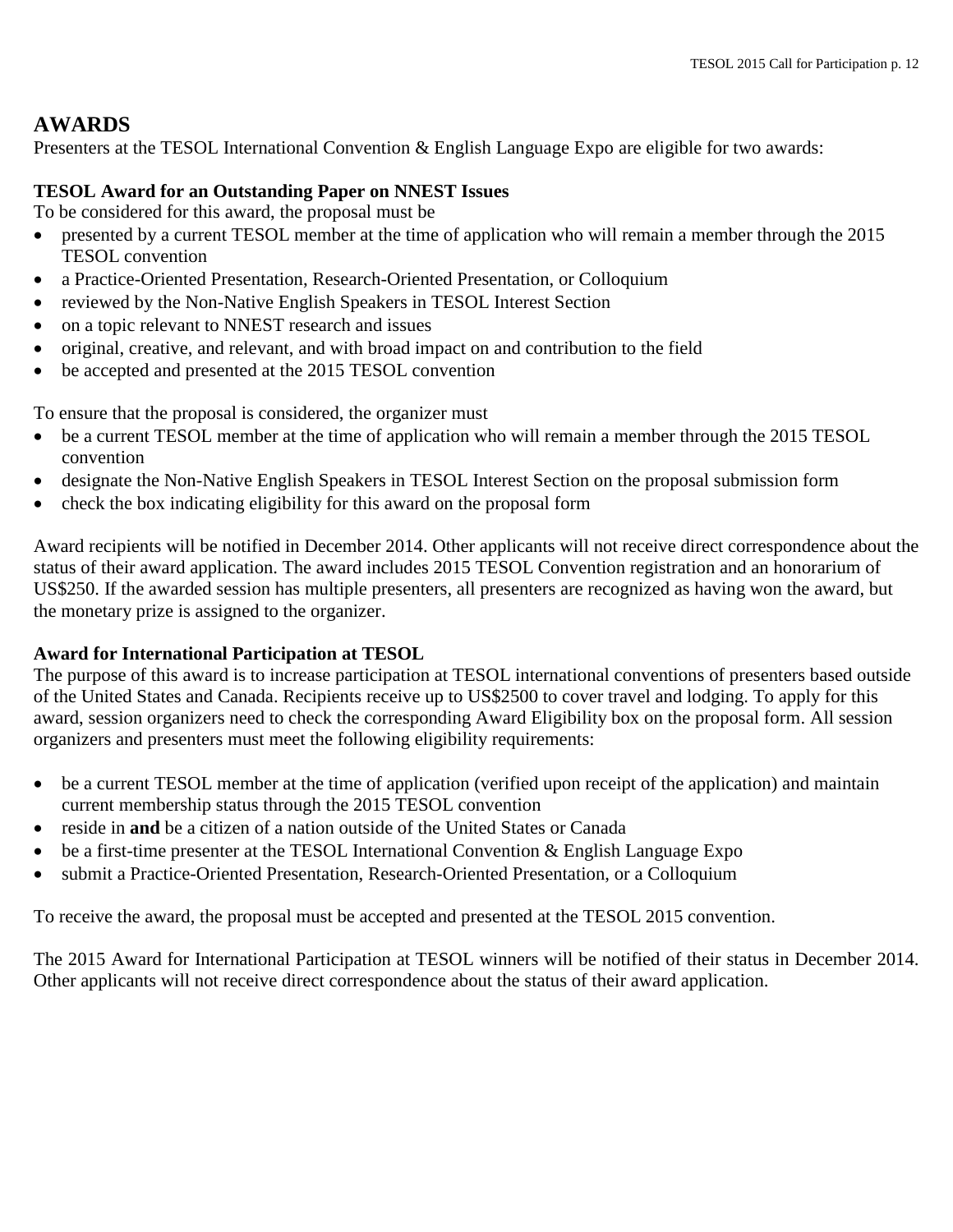## AWARDS

Presenters at the TESOL International Convention & English Language Expo are eligible for two awards:

### TESOL Award for an Outstanding Paper on NNEST Issues

To be considered for this award, the proposal must be

- presented by a current TESOL member at the time of application who will remain a member through the 2015 TESOL convention
- a Practice-Oriented Presentation, Research-Oriented Presentation, or Colloquium
- reviewed by the Non-Native English Speakers in TESOL Interest Section
- on a topic relevant to NNEST research and issues
- original, creative, and relevant, and with broad impact on and contribution to the field
- be accepted and presented at the 2015 TESOL convention

To ensure that the proposal is considered, the organizer must

- be a current TESOL member at the time of application who will remain a member through the 2015 TESOL convention
- designate the Non-Native English Speakers in TESOL Interest Section on the proposal submission form
- check the box indicating eligibility for this award on the proposal form

Award recipients will be notified in December 2014. Other applicants will not receive direct correspondence about the status of their award application. The award includes 2015 TESOL Convention registration and an honorarium of US$250. If the awarded session has multiple presenters, all presenters are recognized as having won the award, but the monetary prize is assigned to the organizer.

### Award for International Participation at TESOL

The purpose of this award is to increase participation at TESOL international conventions of presenters based outside of the United States and Canada. Recipients receive up to US$2500 to cover travel and lodging. To apply for this award, session organizers need to check the corresponding Award Eligibility box on the proposal form. All session organizers and presenters must meet the following eligibility requirements:

- be a current TESOL member at the time of application (verified upon receipt of the application) and maintain current membership status through the 2015 TESOL convention
- reside in **and** be a citizen of a nation outside of the United States or Canada
- be a first-time presenter at the TESOL International Convention & English Language Expo
- submit a Practice-Oriented Presentation, Research-Oriented Presentation, or a Colloquium

To receive the award, the proposal must be accepted and presented at the TESOL 2015 convention.

The 2015 Award for International Participation at TESOL winners will be notified of their status in December 2014. Other applicants will not receive direct correspondence about the status of their award application.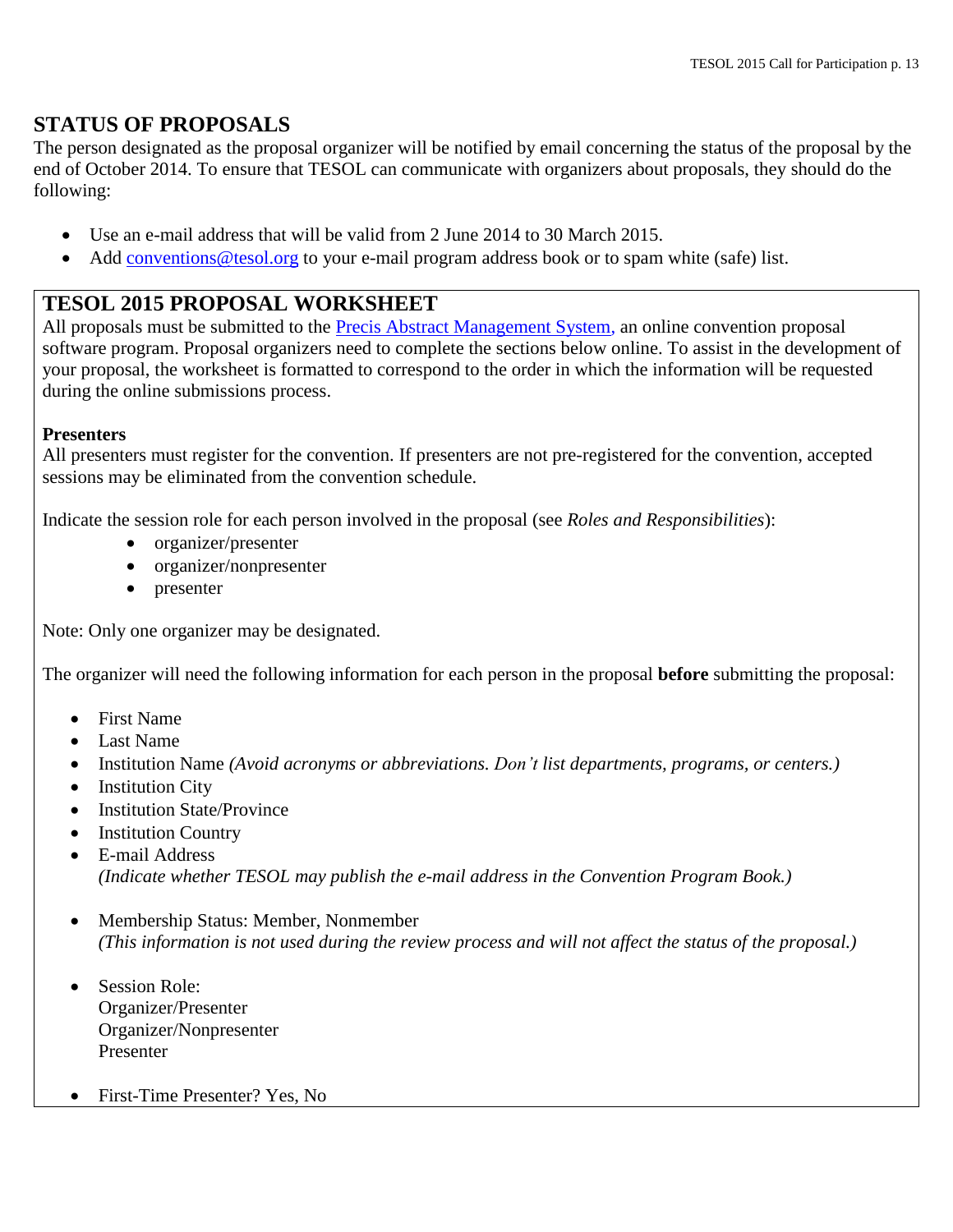## STATUS OF PROPOSALS

The person designated as the proposal organizer will be notified by email concerning the status of the proposal by the end of October 2014. To ensure that TESOL can communicate with organizers about proposals, they should do the following:

- Use an e-mail address that will be valid from 2 June 2014 to 30 March 2015.
- Add conventions@tesol.org to your e-mail program address book or to spam white (safe) list.

## TESOL 2015 PROPOSAL WORKSHEET

All proposals must be submitted to the Precis Abstract Management System, an online convention proposal software program. Proposal organizers need to complete the sections below online. To assist in the development of your proposal, the worksheet is formatted to correspond to the order in which the information will be requested during the online submissions process.

**Presenters**

All presenters must register for the convention. If presenters are not pre-registered for the convention, accepted sessions may be eliminated from the convention schedule.

Indicate the session role for each person involved in the proposal (see *Roles and Responsibilities*):

- organizer/presenter
- organizer/nonpresenter
- presenter

Note: Only one organizer may be designated.

The organizer will need the following information for each person in the proposal **before** submitting the proposal:

- First Name
- Last Name
- Institution Name *(Avoid acronyms or abbreviations. Don't list departments, programs, or centers.)*
- Institution City
- Institution State/Province
- Institution Country
- E-mail Address
  *(Indicate whether TESOL may publish the e-mail address in the Convention Program Book.)*
- Membership Status: Member, Nonmember
  *(This information is not used during the review process and will not affect the status of the proposal.)*
- Session Role:
  Organizer/Presenter
  Organizer/Nonpresenter
  Presenter
- First-Time Presenter? Yes, No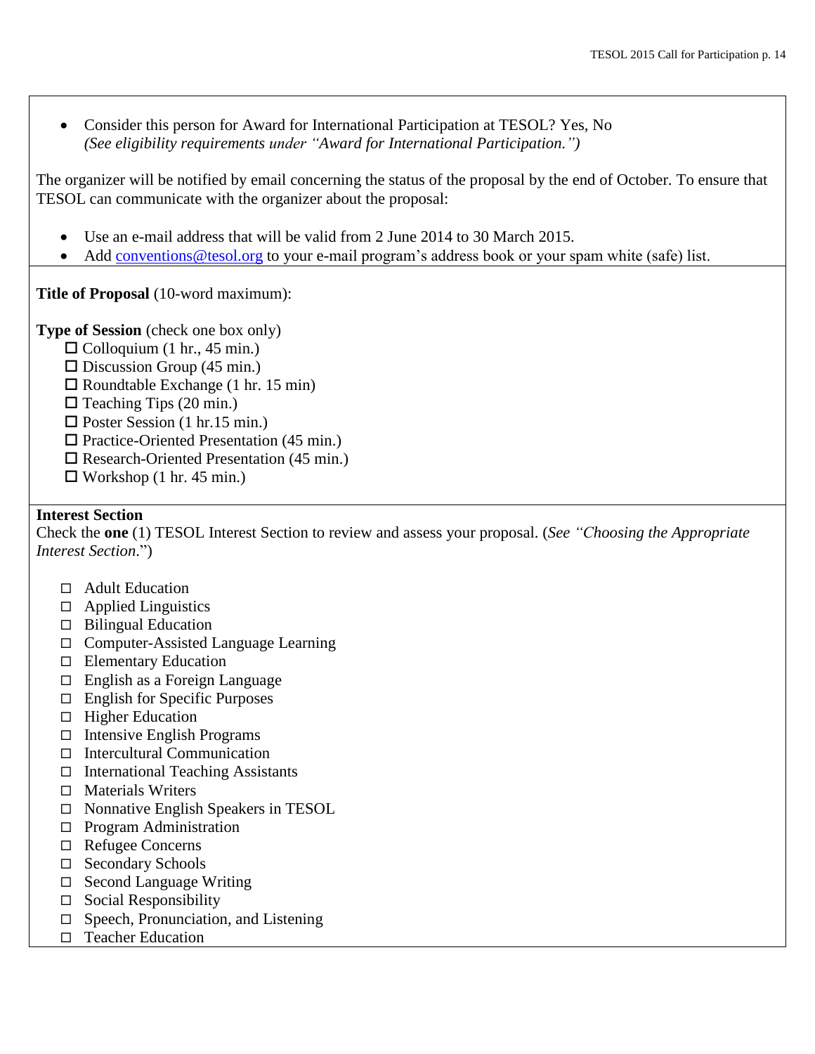- Consider this person for Award for International Participation at TESOL? Yes, No
  *(See eligibility requirements under "Award for International Participation.")*

The organizer will be notified by email concerning the status of the proposal by the end of October. To ensure that TESOL can communicate with the organizer about the proposal:

- Use an e-mail address that will be valid from 2 June 2014 to 30 March 2015.
- Add conventions@tesol.org to your e-mail program's address book or your spam white (safe) list.

**Title of Proposal** (10-word maximum):

**Type of Session** (check one box only)

☐ Colloquium (1 hr., 45 min.)
☐ Discussion Group (45 min.)
☐ Roundtable Exchange (1 hr. 15 min)
☐ Teaching Tips (20 min.)
☐ Poster Session (1 hr.15 min.)
☐ Practice-Oriented Presentation (45 min.)
☐ Research-Oriented Presentation (45 min.)
☐ Workshop (1 hr. 45 min.)

**Interest Section**

Check the **one** (1) TESOL Interest Section to review and assess your proposal. (*See "Choosing the Appropriate Interest Section.*")

☐ Adult Education
☐ Applied Linguistics
☐ Bilingual Education
☐ Computer-Assisted Language Learning
☐ Elementary Education
☐ English as a Foreign Language
☐ English for Specific Purposes
☐ Higher Education
☐ Intensive English Programs
☐ Intercultural Communication
☐ International Teaching Assistants
☐ Materials Writers
☐ Nonnative English Speakers in TESOL
☐ Program Administration
☐ Refugee Concerns
☐ Secondary Schools
☐ Second Language Writing
☐ Social Responsibility
☐ Speech, Pronunciation, and Listening
☐ Teacher Education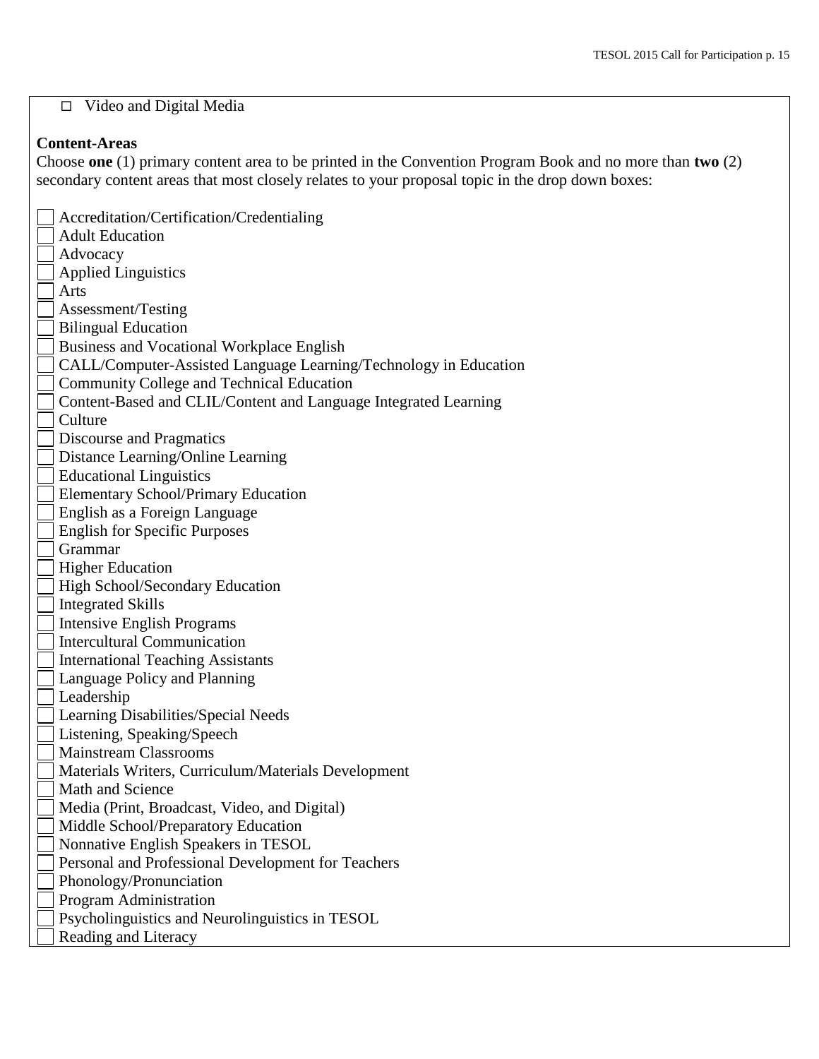☐ Video and Digital Media

**Content-Areas**

Choose **one** (1) primary content area to be printed in the Convention Program Book and no more than **two** (2) secondary content areas that most closely relates to your proposal topic in the drop down boxes:

☐ Accreditation/Certification/Credentialing
☐ Adult Education
☐ Advocacy
☐ Applied Linguistics
☐ Arts
☐ Assessment/Testing
☐ Bilingual Education
☐ Business and Vocational Workplace English
☐ CALL/Computer-Assisted Language Learning/Technology in Education
☐ Community College and Technical Education
☐ Content-Based and CLIL/Content and Language Integrated Learning
☐ Culture
☐ Discourse and Pragmatics
☐ Distance Learning/Online Learning
☐ Educational Linguistics
☐ Elementary School/Primary Education
☐ English as a Foreign Language
☐ English for Specific Purposes
☐ Grammar
☐ Higher Education
☐ High School/Secondary Education
☐ Integrated Skills
☐ Intensive English Programs
☐ Intercultural Communication
☐ International Teaching Assistants
☐ Language Policy and Planning
☐ Leadership
☐ Learning Disabilities/Special Needs
☐ Listening, Speaking/Speech
☐ Mainstream Classrooms
☐ Materials Writers, Curriculum/Materials Development
☐ Math and Science
☐ Media (Print, Broadcast, Video, and Digital)
☐ Middle School/Preparatory Education
☐ Nonnative English Speakers in TESOL
☐ Personal and Professional Development for Teachers
☐ Phonology/Pronunciation
☐ Program Administration
☐ Psycholinguistics and Neurolinguistics in TESOL
☐ Reading and Literacy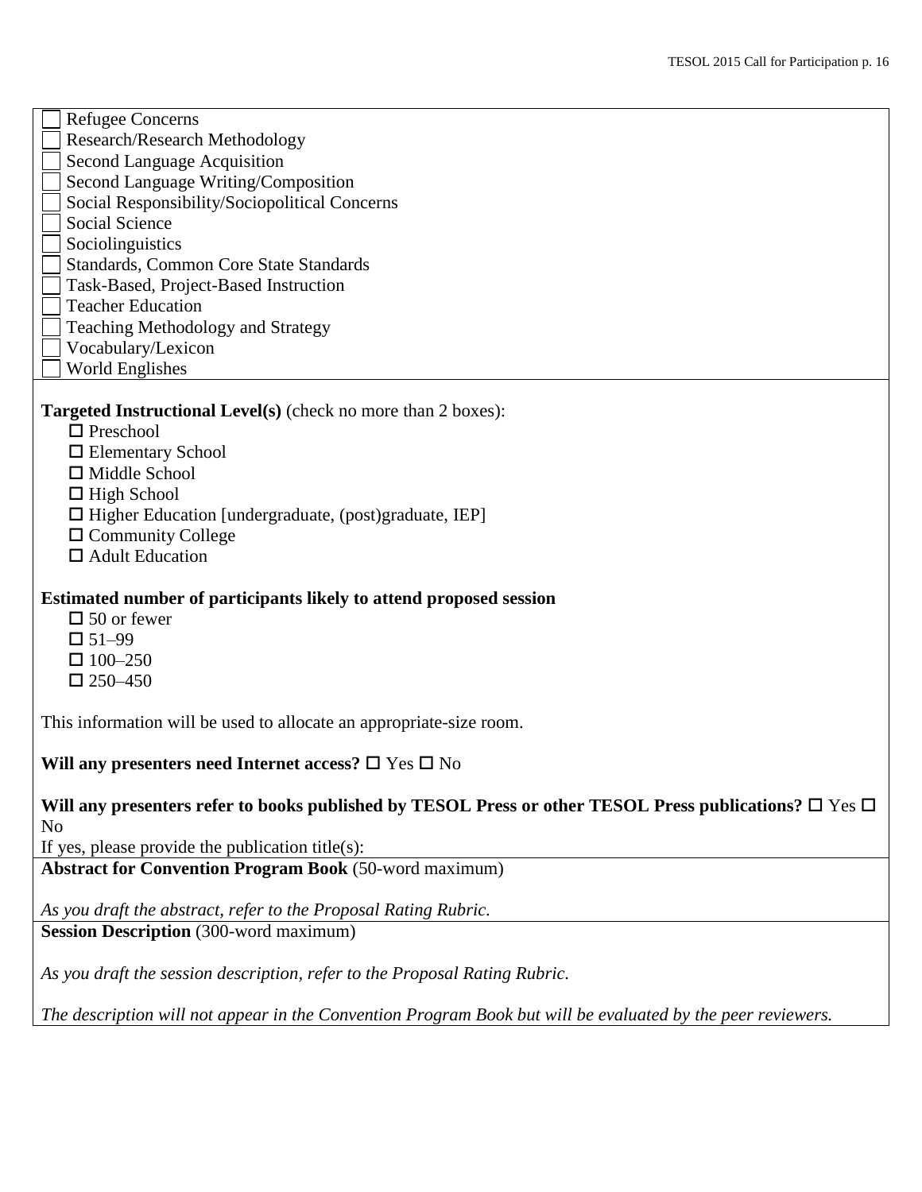- ☐ Refugee Concerns
- ☐ Research/Research Methodology
- ☐ Second Language Acquisition
- ☐ Second Language Writing/Composition
- ☐ Social Responsibility/Sociopolitical Concerns
- ☐ Social Science
- ☐ Sociolinguistics
- ☐ Standards, Common Core State Standards
- ☐ Task-Based, Project-Based Instruction
- ☐ Teacher Education
- ☐ Teaching Methodology and Strategy
- ☐ Vocabulary/Lexicon
- ☐ World Englishes

**Targeted Instructional Level(s)** (check no more than 2 boxes):

- ☐ Preschool
- ☐ Elementary School
- ☐ Middle School
- ☐ High School
- ☐ Higher Education [undergraduate, (post)graduate, IEP]
- ☐ Community College
- ☐ Adult Education

**Estimated number of participants likely to attend proposed session**

- ☐ 50 or fewer
- ☐ 51–99
- ☐ 100–250
- ☐ 250–450

This information will be used to allocate an appropriate-size room.

**Will any presenters need Internet access?** ☐ Yes ☐ No

**Will any presenters refer to books published by TESOL Press or other TESOL Press publications?** ☐ Yes ☐ No

If yes, please provide the publication title(s):

**Abstract for Convention Program Book** (50-word maximum)

*As you draft the abstract, refer to the Proposal Rating Rubric.*

**Session Description** (300-word maximum)

*As you draft the session description, refer to the Proposal Rating Rubric.*

*The description will not appear in the Convention Program Book but will be evaluated by the peer reviewers.*